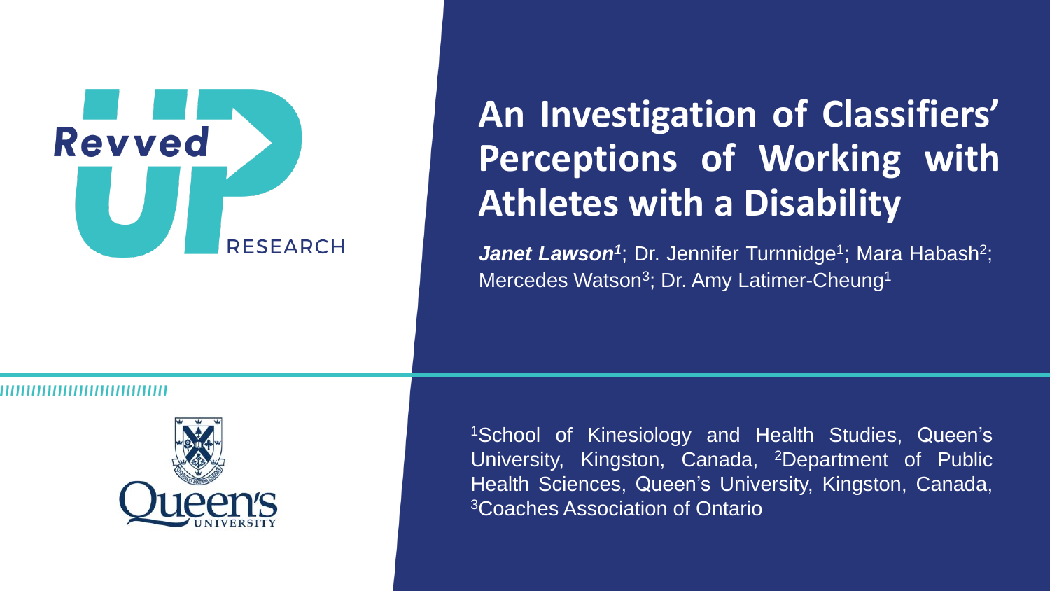Revved UP RESEARCH

# An Investigation of Classifiers' Perceptions of Working with Athletes with a Disability

***Janet Lawson*[1]**; Dr. Jennifer Turnnidge[1]; Mara Habash[2]; Mercedes Watson[3]; Dr. Amy Latimer-Cheung[1]

Queen's University

[1]School of Kinesiology and Health Studies, Queen's University, Kingston, Canada, [2]Department of Public Health Sciences, Queen's University, Kingston, Canada, [3]Coaches Association of Ontario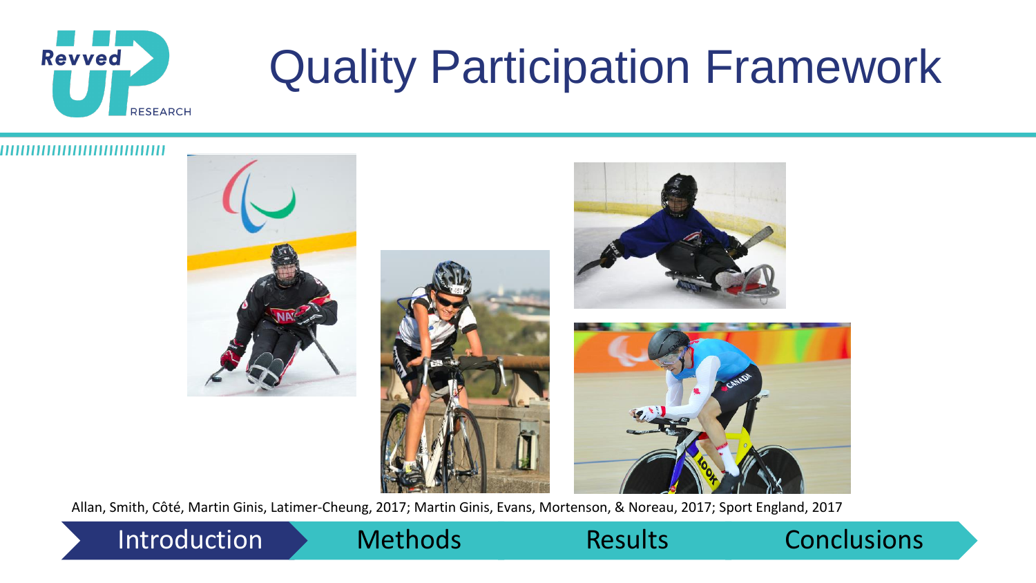# Quality Participation Framework

Allan, Smith, Côté, Martin Ginis, Latimer-Cheung, 2017; Martin Ginis, Evans, Mortenson, & Noreau, 2017; Sport England, 2017

Introduction | Methods | Results | Conclusions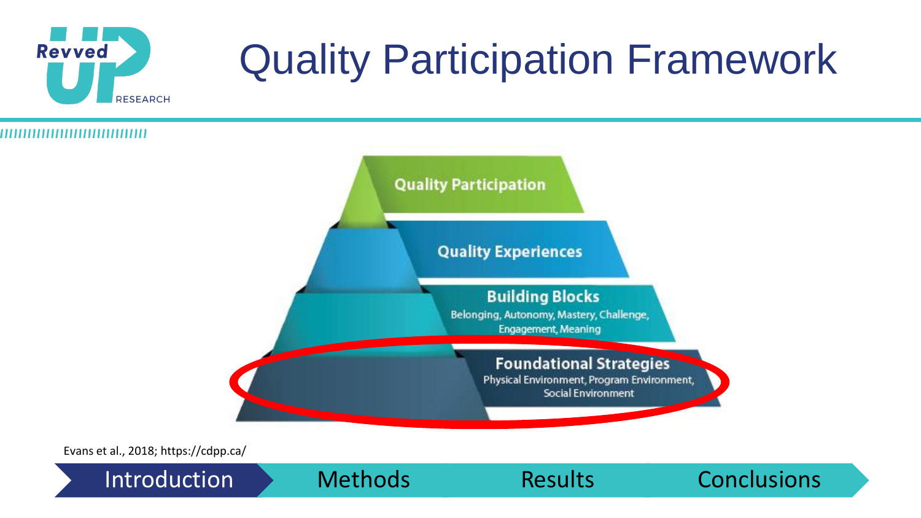# Quality Participation Framework

Quality Participation

Quality Experiences

Building Blocks
Belonging, Autonomy, Mastery, Challenge, Engagement, Meaning

Foundational Strategies
Physical Environment, Program Environment, Social Environment

Evans et al., 2018; https://cdpp.ca/

Introduction | Methods | Results | Conclusions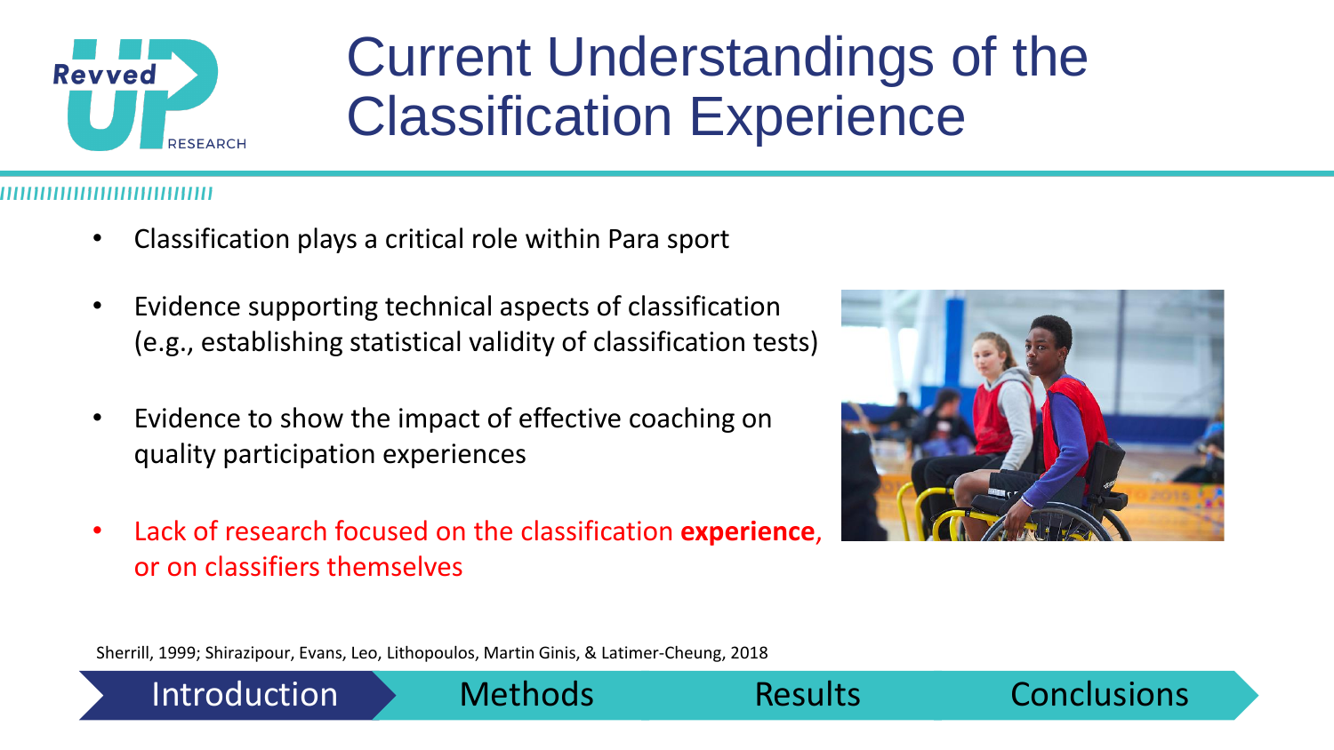# Current Understandings of the Classification Experience

- Classification plays a critical role within Para sport
- Evidence supporting technical aspects of classification (e.g., establishing statistical validity of classification tests)
- Evidence to show the impact of effective coaching on quality participation experiences
- Lack of research focused on the classification **experience**, or on classifiers themselves

Sherrill, 1999; Shirazipour, Evans, Leo, Lithopoulos, Martin Ginis, & Latimer-Cheung, 2018

Introduction | Methods | Results | Conclusions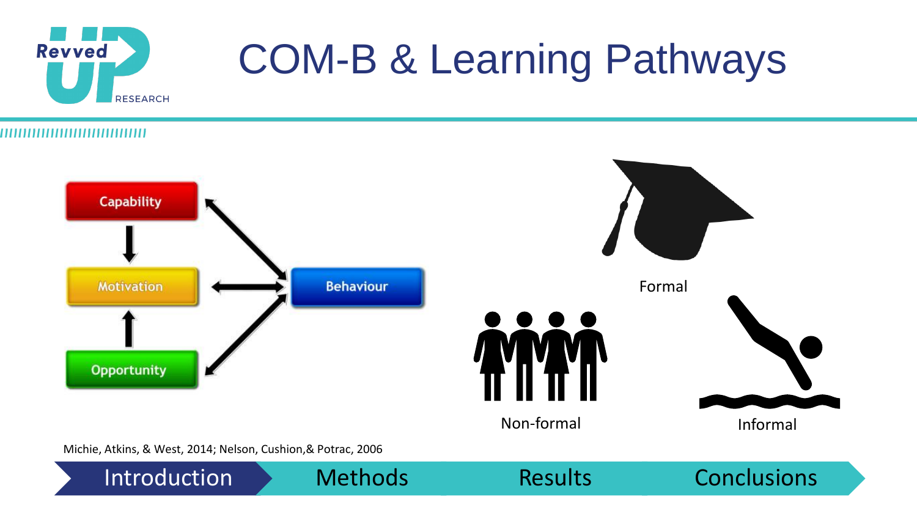# COM-B & Learning Pathways

Capability

Motivation

Opportunity

Behaviour

Formal

Non-formal

Informal

Michie, Atkins, & West, 2014; Nelson, Cushion,& Potrac, 2006

Introduction | Methods | Results | Conclusions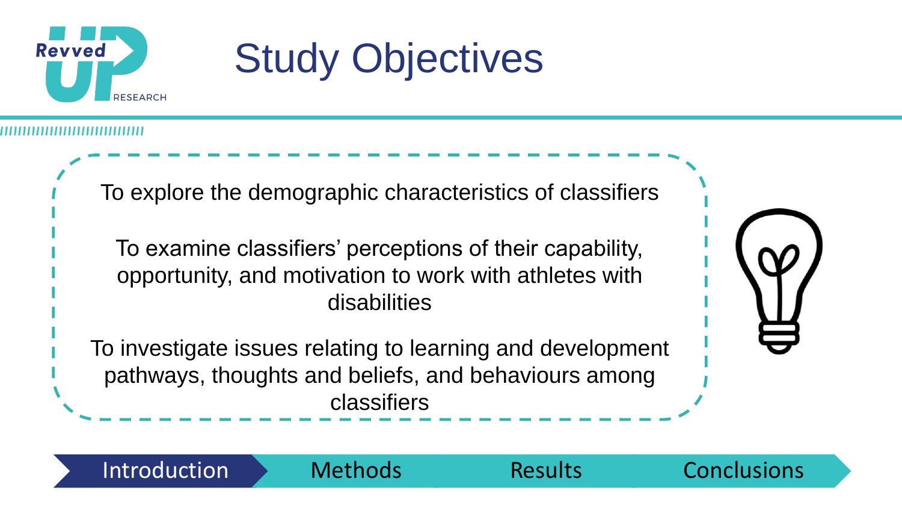# Study Objectives

To explore the demographic characteristics of classifiers

To examine classifiers' perceptions of their capability, opportunity, and motivation to work with athletes with disabilities

To investigate issues relating to learning and development pathways, thoughts and beliefs, and behaviours among classifiers

Introduction | Methods | Results | Conclusions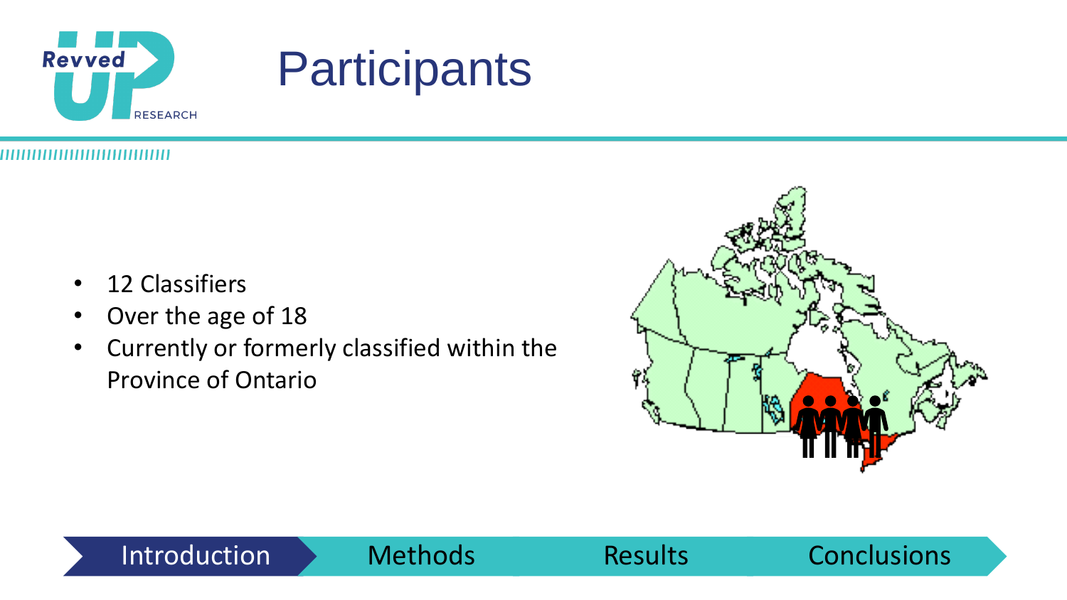# Participants

- 12 Classifiers
- Over the age of 18
- Currently or formerly classified within the Province of Ontario

Introduction | Methods | Results | Conclusions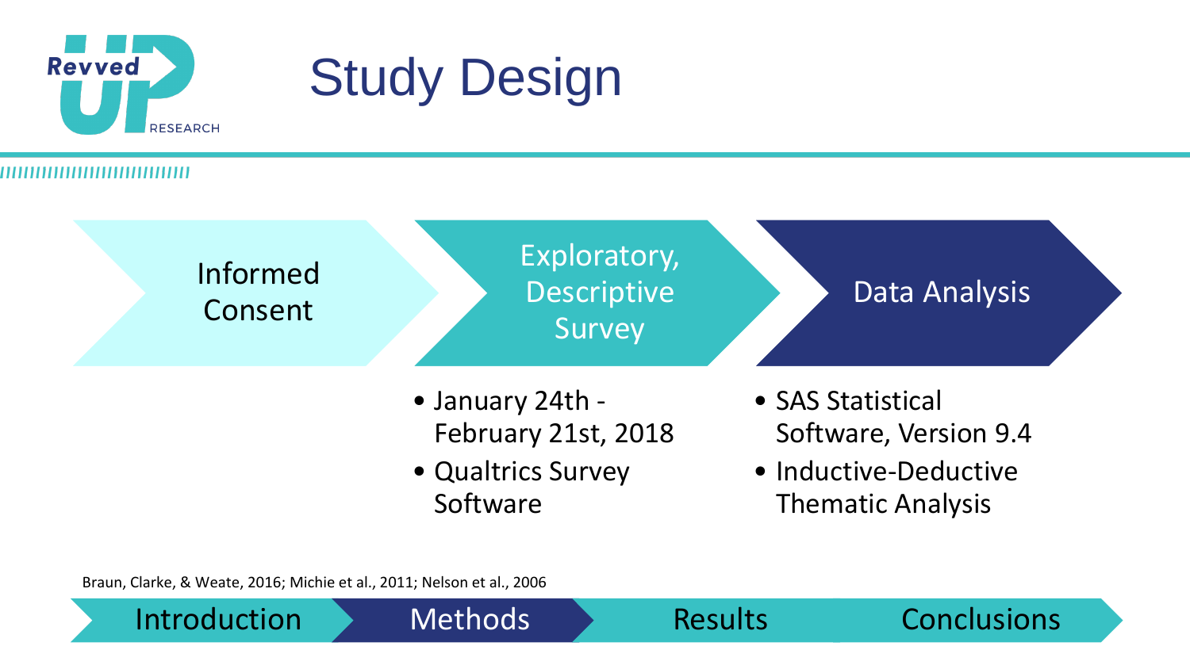# Study Design

Informed Consent

Exploratory, Descriptive Survey

- January 24th - February 21st, 2018
- Qualtrics Survey Software

Data Analysis

- SAS Statistical Software, Version 9.4
- Inductive-Deductive Thematic Analysis

Braun, Clarke, & Weate, 2016; Michie et al., 2011; Nelson et al., 2006

Introduction | Methods | Results | Conclusions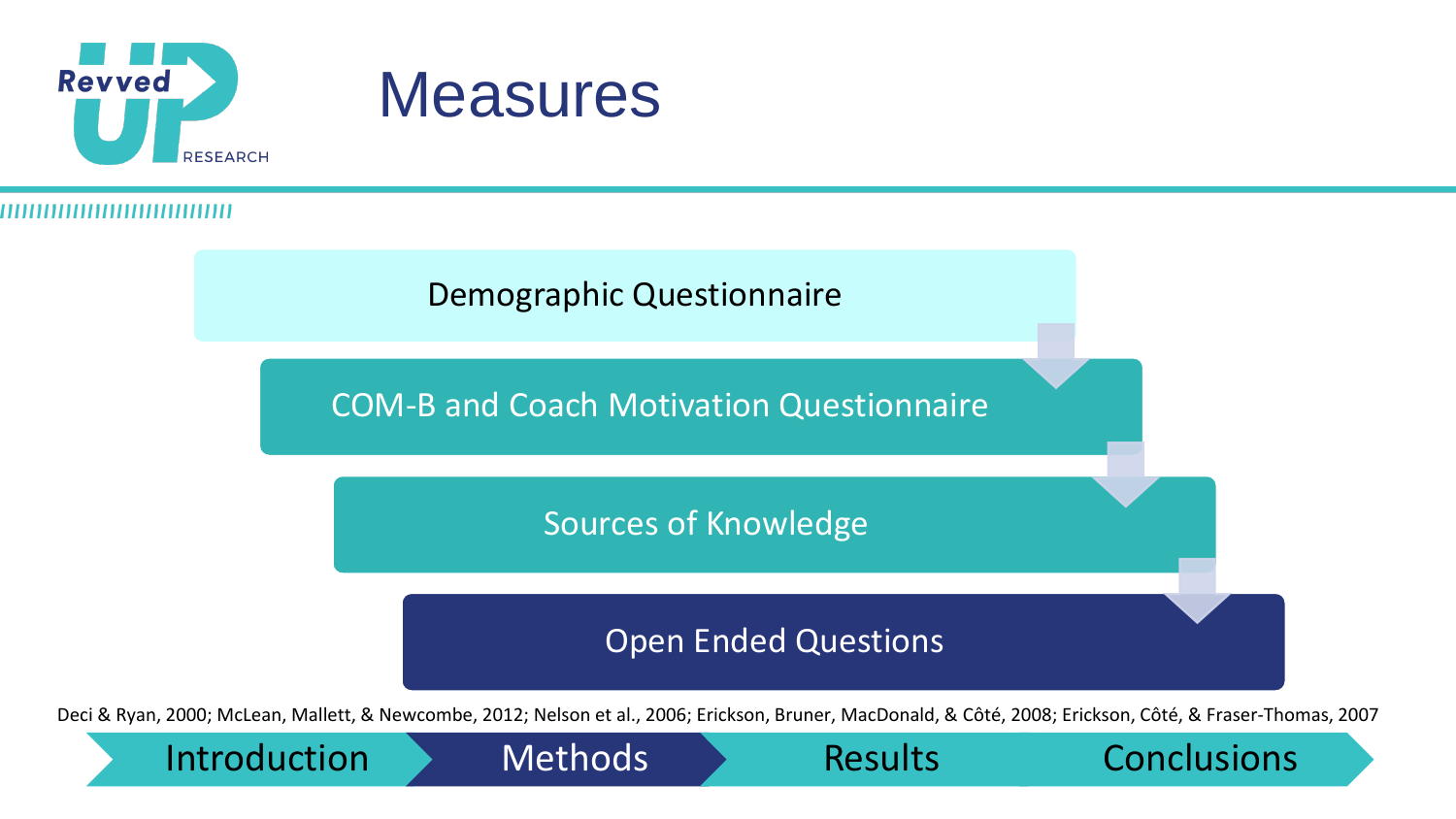# Measures

- Demographic Questionnaire
- COM-B and Coach Motivation Questionnaire
- Sources of Knowledge
- Open Ended Questions

Deci & Ryan, 2000; McLean, Mallett, & Newcombe, 2012; Nelson et al., 2006; Erickson, Bruner, MacDonald, & Côté, 2008; Erickson, Côté, & Fraser-Thomas, 2007

Introduction | Methods | Results | Conclusions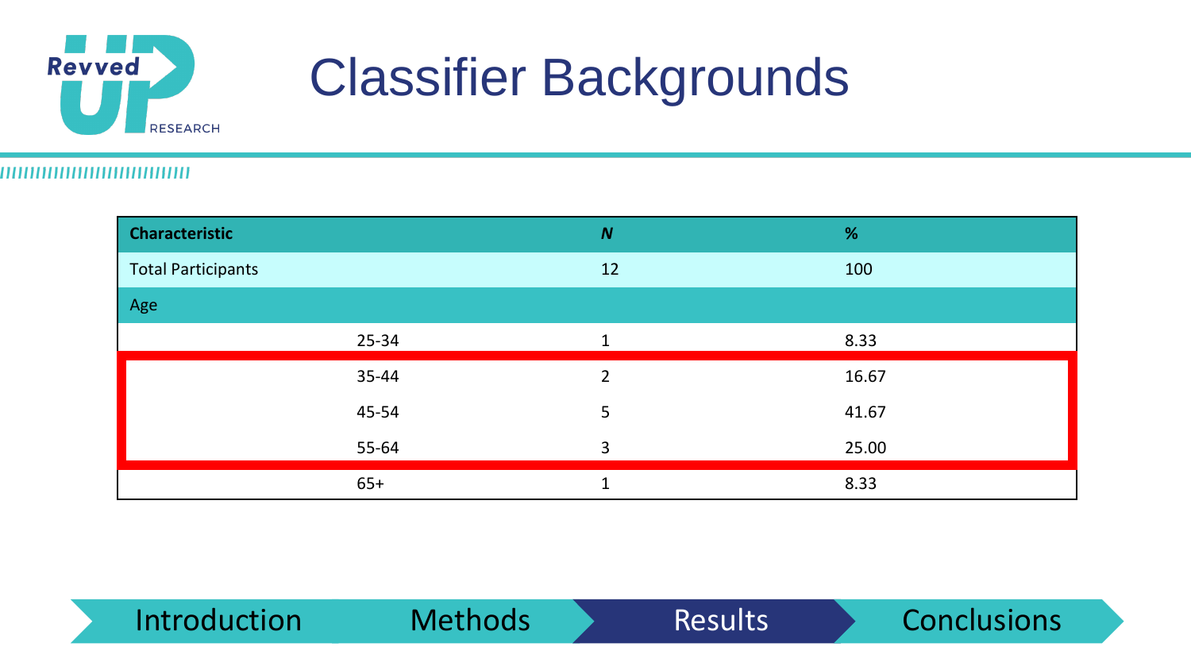# Classifier Backgrounds

| Characteristic | *N* | % |
|---|---|---|
| Total Participants | 12 | 100 |
| Age | | |
| 25-34 | 1 | 8.33 |
| 35-44 | 2 | 16.67 |
| 45-54 | 5 | 41.67 |
| 55-64 | 3 | 25.00 |
| 65+ | 1 | 8.33 |

Introduction | Methods | Results | Conclusions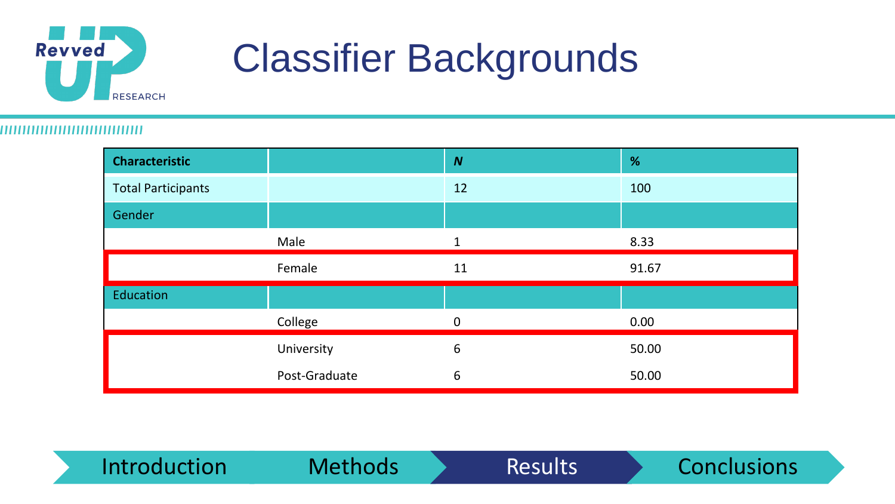# Classifier Backgrounds

| Characteristic | | *N* | % |
|---|---|---|---|
| Total Participants | | 12 | 100 |
| Gender | | | |
| | Male | 1 | 8.33 |
| | Female | 11 | 91.67 |
| Education | | | |
| | College | 0 | 0.00 |
| | University | 6 | 50.00 |
| | Post-Graduate | 6 | 50.00 |

Introduction | Methods | Results | Conclusions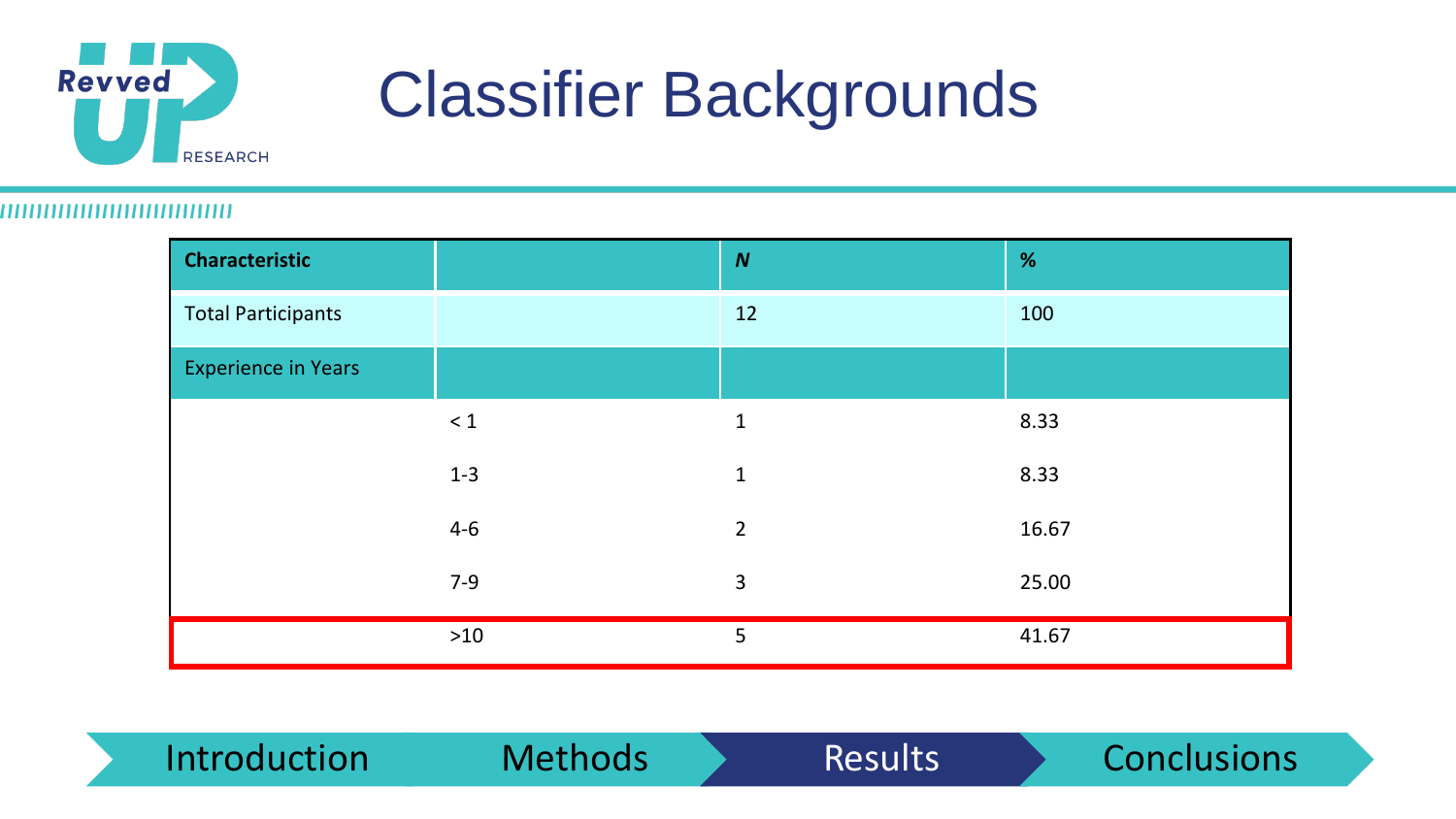# Classifier Backgrounds

| **Characteristic** | | ***N*** | **%** |
|---|---|---|---|
| Total Participants | | 12 | 100 |
| Experience in Years | | | |
| | < 1 | 1 | 8.33 |
| | 1-3 | 1 | 8.33 |
| | 4-6 | 2 | 16.67 |
| | 7-9 | 3 | 25.00 |
| | >10 | 5 | 41.67 |

Introduction Methods Results Conclusions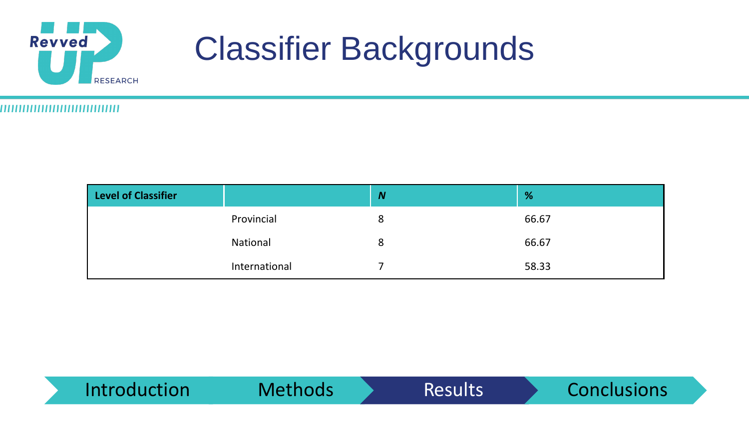# Classifier Backgrounds

| Level of Classifier | | *N* | % |
|---|---|---|---|
| | Provincial | 8 | 66.67 |
| | National | 8 | 66.67 |
| | International | 7 | 58.33 |

Introduction Methods Results Conclusions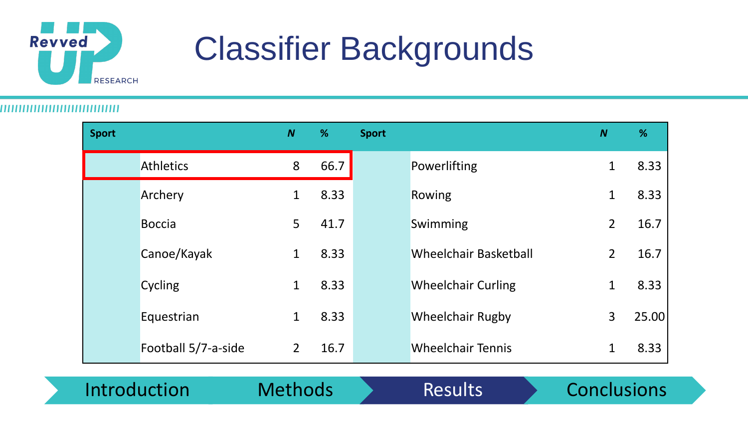# Classifier Backgrounds

| Sport | N | % | Sport | N | % |
|---|---|---|---|---|---|
| Athletics | 8 | 66.7 | Powerlifting | 1 | 8.33 |
| Archery | 1 | 8.33 | Rowing | 1 | 8.33 |
| Boccia | 5 | 41.7 | Swimming | 2 | 16.7 |
| Canoe/Kayak | 1 | 8.33 | Wheelchair Basketball | 2 | 16.7 |
| Cycling | 1 | 8.33 | Wheelchair Curling | 1 | 8.33 |
| Equestrian | 1 | 8.33 | Wheelchair Rugby | 3 | 25.00 |
| Football 5/7-a-side | 2 | 16.7 | Wheelchair Tennis | 1 | 8.33 |

Introduction | Methods | Results | Conclusions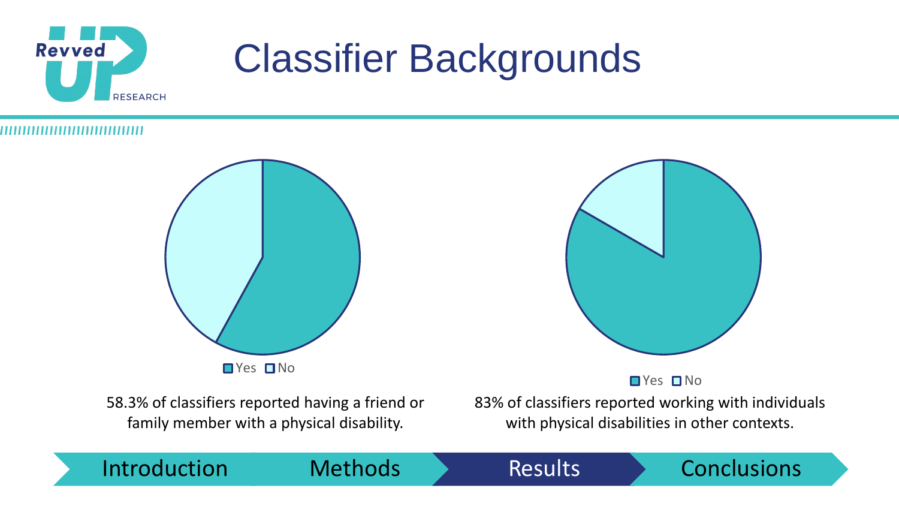# Classifier Backgrounds

Yes No

58.3% of classifiers reported having a friend or family member with a physical disability.

Yes No

83% of classifiers reported working with individuals with physical disabilities in other contexts.

Introduction | Methods | Results | Conclusions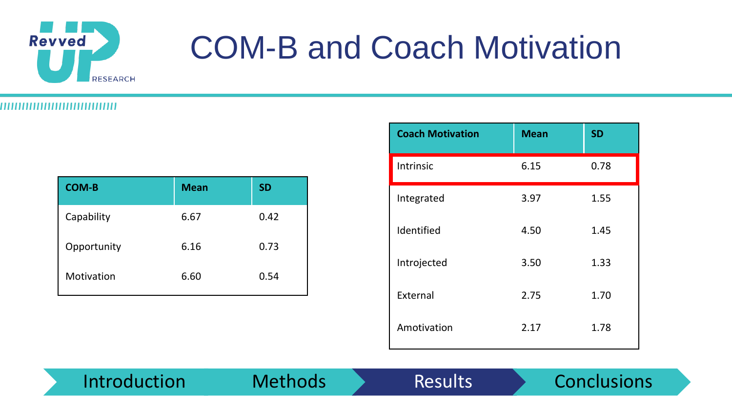# COM-B and Coach Motivation

| COM-B | Mean | SD |
|---|---|---|
| Capability | 6.67 | 0.42 |
| Opportunity | 6.16 | 0.73 |
| Motivation | 6.60 | 0.54 |

| Coach Motivation | Mean | SD |
|---|---|---|
| Intrinsic | 6.15 | 0.78 |
| Integrated | 3.97 | 1.55 |
| Identified | 4.50 | 1.45 |
| Introjected | 3.50 | 1.33 |
| External | 2.75 | 1.70 |
| Amotivation | 2.17 | 1.78 |

Introduction Methods **Results** Conclusions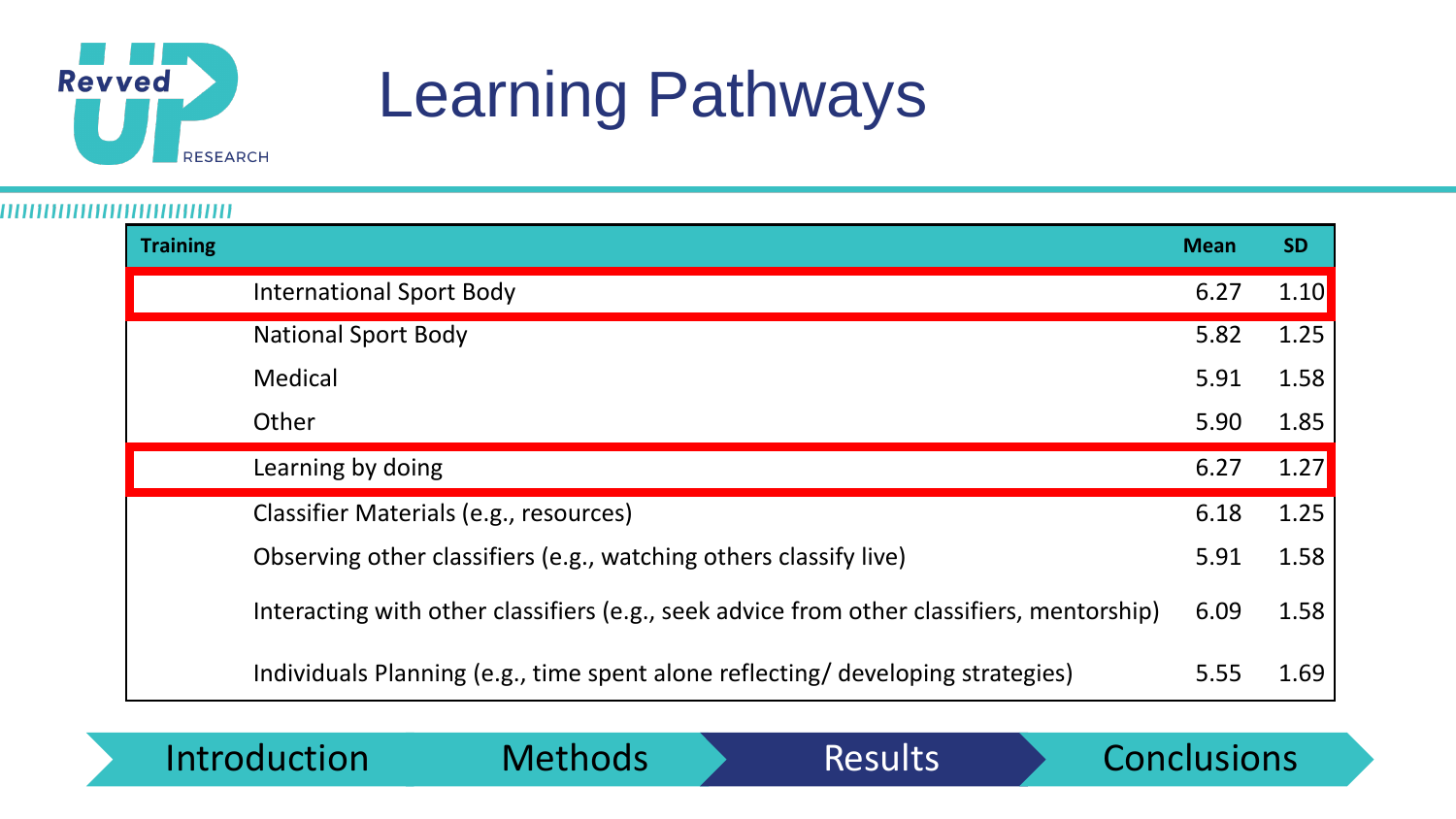# Learning Pathways

| Training | Mean | SD |
|---|---|---|
| International Sport Body | 6.27 | 1.10 |
| National Sport Body | 5.82 | 1.25 |
| Medical | 5.91 | 1.58 |
| Other | 5.90 | 1.85 |
| Learning by doing | 6.27 | 1.27 |
| Classifier Materials (e.g., resources) | 6.18 | 1.25 |
| Observing other classifiers (e.g., watching others classify live) | 5.91 | 1.58 |
| Interacting with other classifiers (e.g., seek advice from other classifiers, mentorship) | 6.09 | 1.58 |
| Individuals Planning (e.g., time spent alone reflecting/ developing strategies) | 5.55 | 1.69 |

Introduction | Methods | Results | Conclusions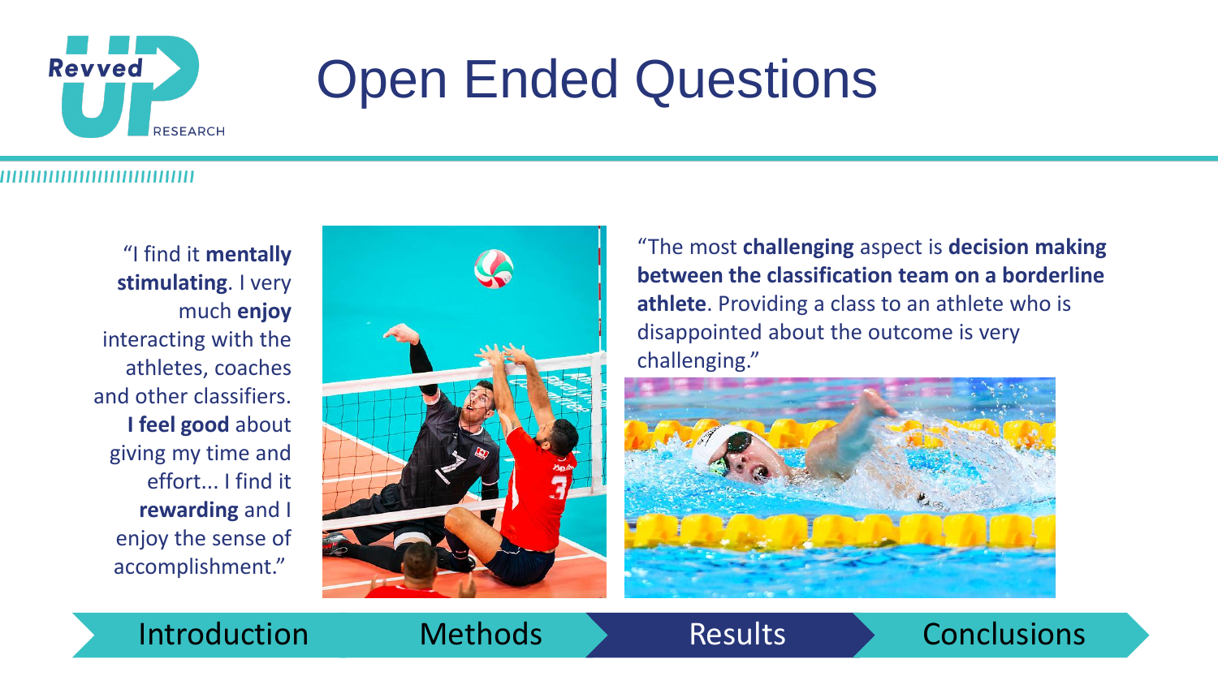# Open Ended Questions

"I find it **mentally stimulating**. I very much **enjoy** interacting with the athletes, coaches and other classifiers. **I feel good** about giving my time and effort... I find it **rewarding** and I enjoy the sense of accomplishment."

"The most **challenging** aspect is **decision making between the classification team on a borderline athlete**. Providing a class to an athlete who is disappointed about the outcome is very challenging."

Introduction | Methods | Results | Conclusions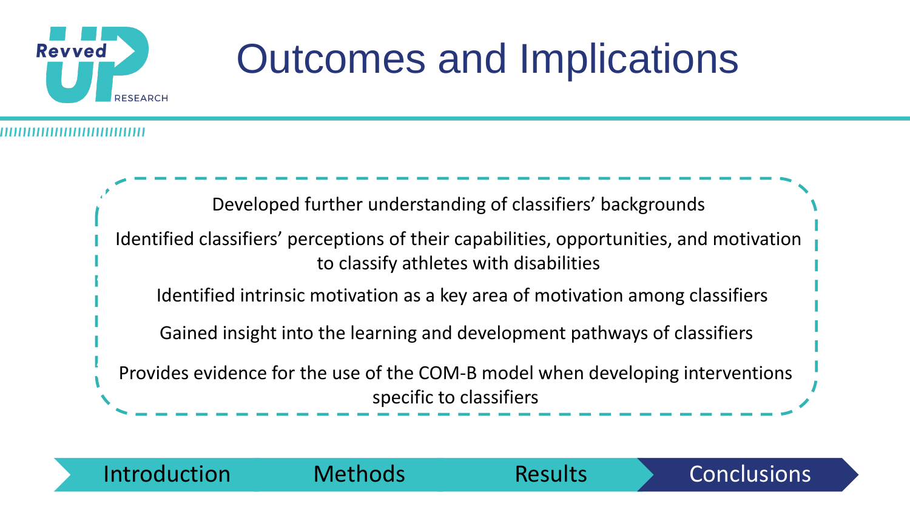# Outcomes and Implications

Developed further understanding of classifiers' backgrounds

Identified classifiers' perceptions of their capabilities, opportunities, and motivation to classify athletes with disabilities

Identified intrinsic motivation as a key area of motivation among classifiers

Gained insight into the learning and development pathways of classifiers

Provides evidence for the use of the COM-B model when developing interventions specific to classifiers

Introduction | Methods | Results | Conclusions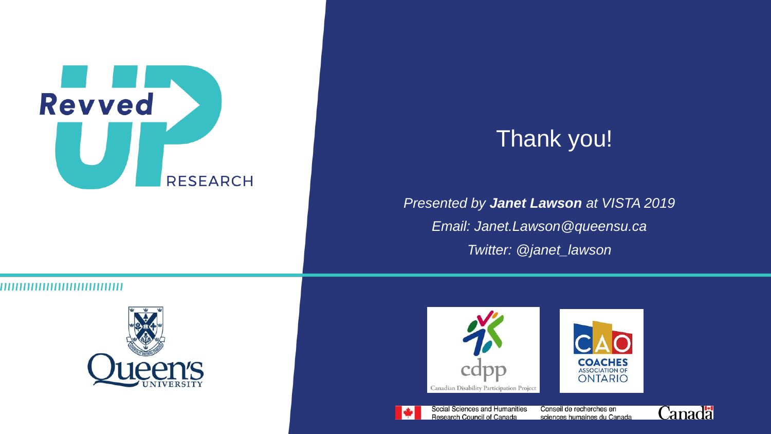Revved UP RESEARCH

# Thank you!

*Presented by **Janet Lawson** at VISTA 2019*

*Email: Janet.Lawson@queensu.ca*

*Twitter: @janet_lawson*

Queen's UNIVERSITY

cdpp Canadian Disability Participation Project

CAO COACHES ASSOCIATION OF ONTARIO

Social Sciences and Humanities Research Council of Canada

Conseil de recherches en sciences humaines du Canada

Canada